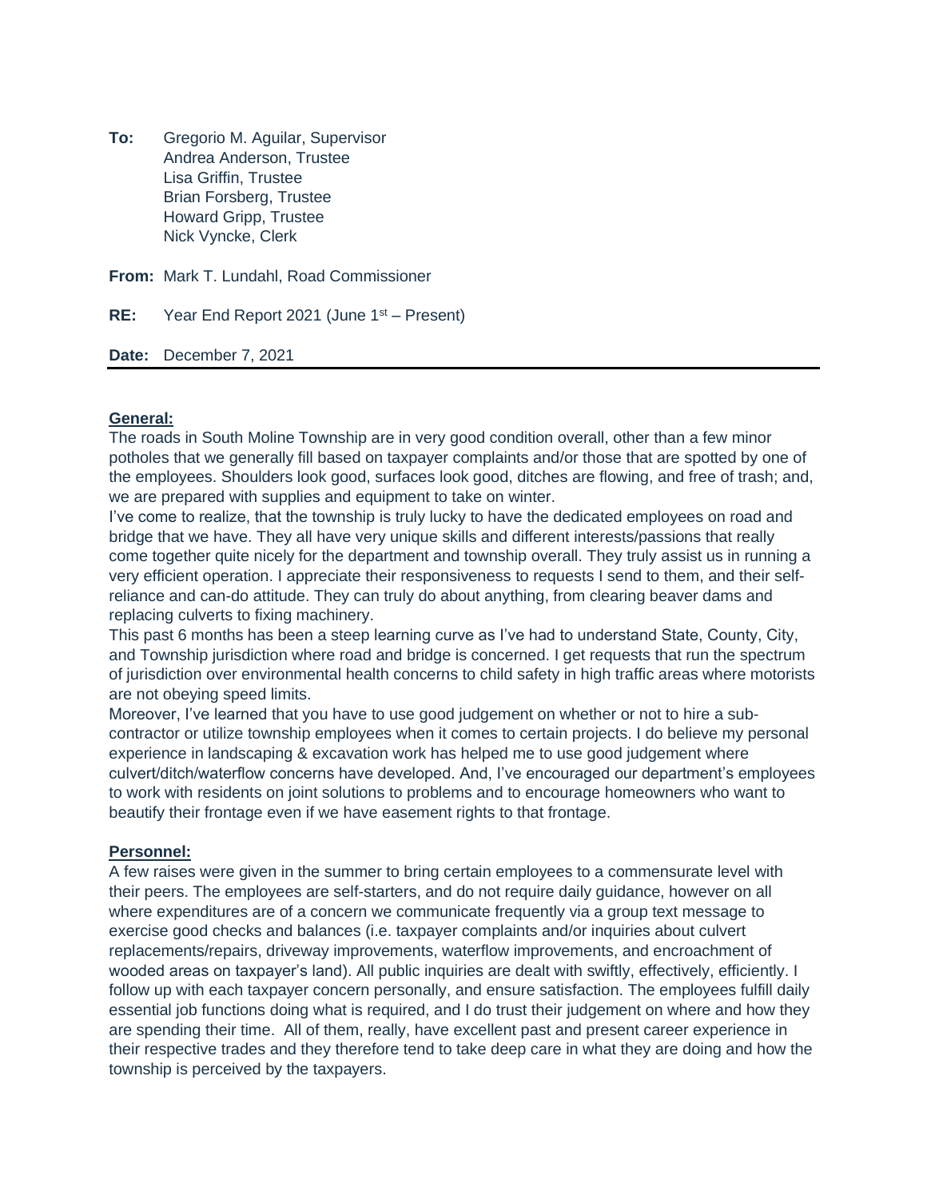**To:** Gregorio M. Aguilar, Supervisor
Andrea Anderson, Trustee
Lisa Griffin, Trustee
Brian Forsberg, Trustee
Howard Gripp, Trustee
Nick Vyncke, Clerk

**From:** Mark T. Lundahl, Road Commissioner

**RE:** Year End Report 2021 (June 1st – Present)

**Date:** December 7, 2021

---

**General:**

The roads in South Moline Township are in very good condition overall, other than a few minor potholes that we generally fill based on taxpayer complaints and/or those that are spotted by one of the employees. Shoulders look good, surfaces look good, ditches are flowing, and free of trash; and, we are prepared with supplies and equipment to take on winter.

I've come to realize, that the township is truly lucky to have the dedicated employees on road and bridge that we have. They all have very unique skills and different interests/passions that really come together quite nicely for the department and township overall. They truly assist us in running a very efficient operation. I appreciate their responsiveness to requests I send to them, and their self-reliance and can-do attitude. They can truly do about anything, from clearing beaver dams and replacing culverts to fixing machinery.

This past 6 months has been a steep learning curve as I've had to understand State, County, City, and Township jurisdiction where road and bridge is concerned. I get requests that run the spectrum of jurisdiction over environmental health concerns to child safety in high traffic areas where motorists are not obeying speed limits.

Moreover, I've learned that you have to use good judgement on whether or not to hire a sub-contractor or utilize township employees when it comes to certain projects. I do believe my personal experience in landscaping & excavation work has helped me to use good judgement where culvert/ditch/waterflow concerns have developed. And, I've encouraged our department's employees to work with residents on joint solutions to problems and to encourage homeowners who want to beautify their frontage even if we have easement rights to that frontage.

**Personnel:**

A few raises were given in the summer to bring certain employees to a commensurate level with their peers. The employees are self-starters, and do not require daily guidance, however on all where expenditures are of a concern we communicate frequently via a group text message to exercise good checks and balances (i.e. taxpayer complaints and/or inquiries about culvert replacements/repairs, driveway improvements, waterflow improvements, and encroachment of wooded areas on taxpayer's land). All public inquiries are dealt with swiftly, effectively, efficiently. I follow up with each taxpayer concern personally, and ensure satisfaction. The employees fulfill daily essential job functions doing what is required, and I do trust their judgement on where and how they are spending their time. All of them, really, have excellent past and present career experience in their respective trades and they therefore tend to take deep care in what they are doing and how the township is perceived by the taxpayers.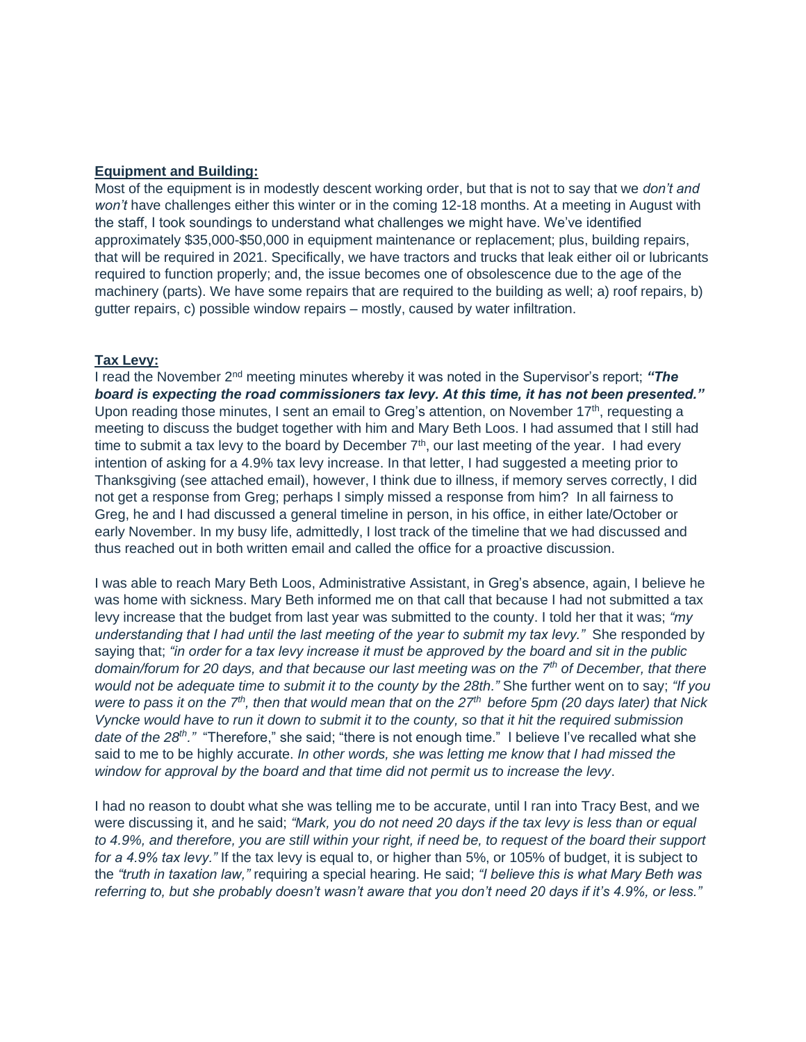**Equipment and Building:**

Most of the equipment is in modestly descent working order, but that is not to say that we *don't and won't* have challenges either this winter or in the coming 12-18 months. At a meeting in August with the staff, I took soundings to understand what challenges we might have. We've identified approximately \$35,000-\$50,000 in equipment maintenance or replacement; plus, building repairs, that will be required in 2021. Specifically, we have tractors and trucks that leak either oil or lubricants required to function properly; and, the issue becomes one of obsolescence due to the age of the machinery (parts). We have some repairs that are required to the building as well; a) roof repairs, b) gutter repairs, c) possible window repairs – mostly, caused by water infiltration.

**Tax Levy:**

I read the November 2nd meeting minutes whereby it was noted in the Supervisor's report; ***"The board is expecting the road commissioners tax levy. At this time, it has not been presented."*** Upon reading those minutes, I sent an email to Greg's attention, on November 17th, requesting a meeting to discuss the budget together with him and Mary Beth Loos. I had assumed that I still had time to submit a tax levy to the board by December 7th, our last meeting of the year. I had every intention of asking for a 4.9% tax levy increase. In that letter, I had suggested a meeting prior to Thanksgiving (see attached email), however, I think due to illness, if memory serves correctly, I did not get a response from Greg; perhaps I simply missed a response from him? In all fairness to Greg, he and I had discussed a general timeline in person, in his office, in either late/October or early November. In my busy life, admittedly, I lost track of the timeline that we had discussed and thus reached out in both written email and called the office for a proactive discussion.

I was able to reach Mary Beth Loos, Administrative Assistant, in Greg's absence, again, I believe he was home with sickness. Mary Beth informed me on that call that because I had not submitted a tax levy increase that the budget from last year was submitted to the county. I told her that it was; *"my understanding that I had until the last meeting of the year to submit my tax levy."* She responded by saying that; *"in order for a tax levy increase it must be approved by the board and sit in the public domain/forum for 20 days, and that because our last meeting was on the 7th of December, that there would not be adequate time to submit it to the county by the 28th."* She further went on to say; *"If you were to pass it on the 7th, then that would mean that on the 27th before 5pm (20 days later) that Nick Vyncke would have to run it down to submit it to the county, so that it hit the required submission date of the 28th."* "Therefore," she said; "there is not enough time." I believe I've recalled what she said to me to be highly accurate. *In other words, she was letting me know that I had missed the window for approval by the board and that time did not permit us to increase the levy*.

I had no reason to doubt what she was telling me to be accurate, until I ran into Tracy Best, and we were discussing it, and he said; *"Mark, you do not need 20 days if the tax levy is less than or equal to 4.9%, and therefore, you are still within your right, if need be, to request of the board their support for a 4.9% tax levy."* If the tax levy is equal to, or higher than 5%, or 105% of budget, it is subject to the *"truth in taxation law,"* requiring a special hearing. He said; *"I believe this is what Mary Beth was referring to, but she probably doesn't wasn't aware that you don't need 20 days if it's 4.9%, or less."*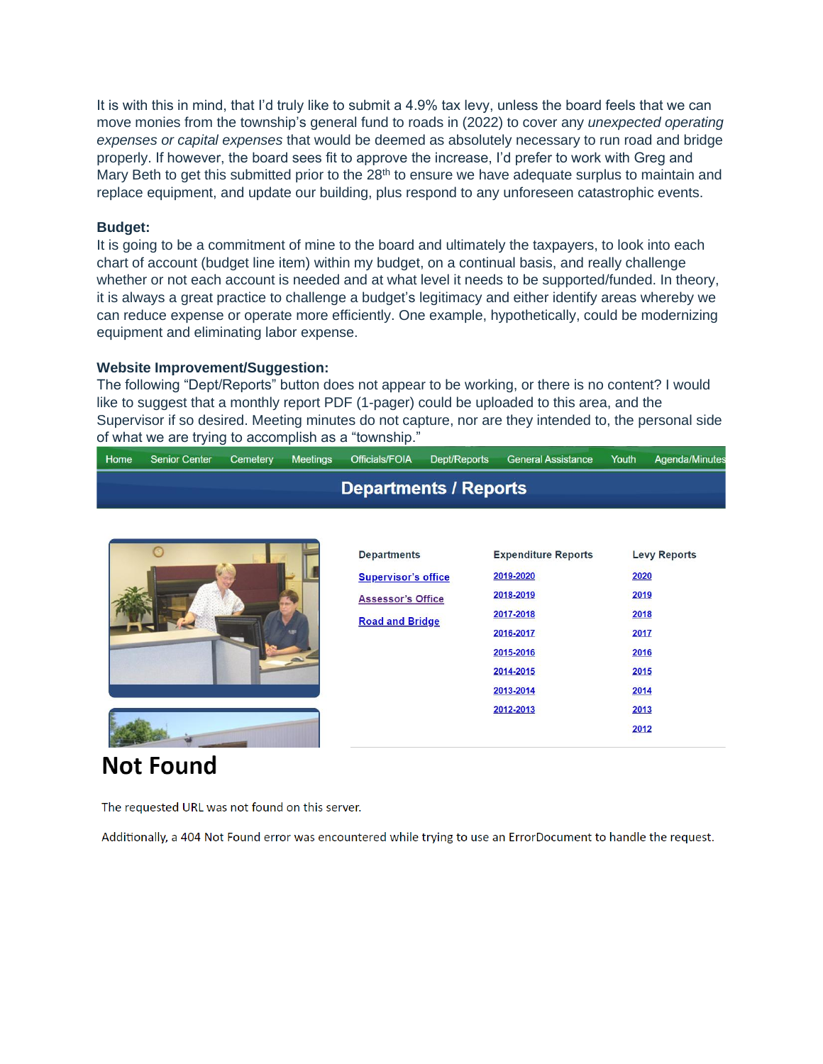It is with this in mind, that I'd truly like to submit a 4.9% tax levy, unless the board feels that we can move monies from the township's general fund to roads in (2022) to cover any *unexpected operating expenses or capital expenses* that would be deemed as absolutely necessary to run road and bridge properly. If however, the board sees fit to approve the increase, I'd prefer to work with Greg and Mary Beth to get this submitted prior to the 28th to ensure we have adequate surplus to maintain and replace equipment, and update our building, plus respond to any unforeseen catastrophic events.

**Budget:**
It is going to be a commitment of mine to the board and ultimately the taxpayers, to look into each chart of account (budget line item) within my budget, on a continual basis, and really challenge whether or not each account is needed and at what level it needs to be supported/funded. In theory, it is always a great practice to challenge a budget's legitimacy and either identify areas whereby we can reduce expense or operate more efficiently. One example, hypothetically, could be modernizing equipment and eliminating labor expense.

**Website Improvement/Suggestion:**
The following "Dept/Reports" button does not appear to be working, or there is no content? I would like to suggest that a monthly report PDF (1-pager) could be uploaded to this area, and the Supervisor if so desired. Meeting minutes do not capture, nor are they intended to, the personal side of what we are trying to accomplish as a "township."

Home | Senior Center | Cemetery | Meetings | Officials/FOIA | Dept/Reports | General Assistance | Youth | Agenda/Minutes

**Departments / Reports**

| Departments | Expenditure Reports | Levy Reports |
|---|---|---|
| Supervisor's office | 2019-2020 | 2020 |
| Assessor's Office | 2018-2019 | 2019 |
| Road and Bridge | 2017-2018 | 2018 |
| | 2016-2017 | 2017 |
| | 2015-2016 | 2016 |
| | 2014-2015 | 2015 |
| | 2013-2014 | 2014 |
| | 2012-2013 | 2013 |
| | | 2012 |

# Not Found

The requested URL was not found on this server.

Additionally, a 404 Not Found error was encountered while trying to use an ErrorDocument to handle the request.